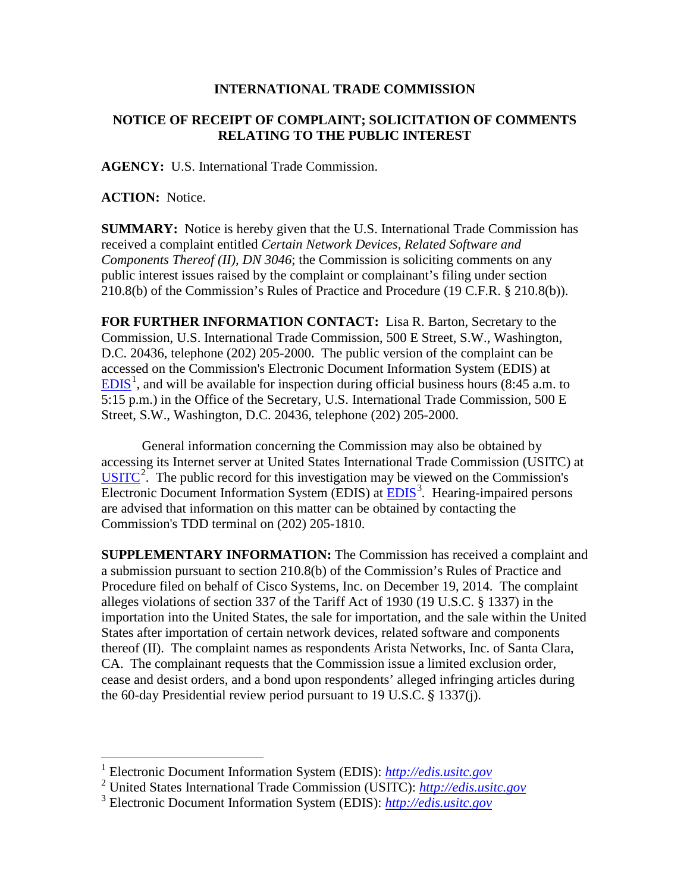**INTERNATIONAL TRADE COMMISSION**

**NOTICE OF RECEIPT OF COMPLAINT; SOLICITATION OF COMMENTS RELATING TO THE PUBLIC INTEREST**

**AGENCY:** U.S. International Trade Commission.

**ACTION:** Notice.

**SUMMARY:** Notice is hereby given that the U.S. International Trade Commission has received a complaint entitled *Certain Network Devices, Related Software and Components Thereof (II), DN 3046*; the Commission is soliciting comments on any public interest issues raised by the complaint or complainant's filing under section 210.8(b) of the Commission's Rules of Practice and Procedure (19 C.F.R. § 210.8(b)).

**FOR FURTHER INFORMATION CONTACT:** Lisa R. Barton, Secretary to the Commission, U.S. International Trade Commission, 500 E Street, S.W., Washington, D.C. 20436, telephone (202) 205-2000. The public version of the complaint can be accessed on the Commission's Electronic Document Information System (EDIS) at EDIS[1], and will be available for inspection during official business hours (8:45 a.m. to 5:15 p.m.) in the Office of the Secretary, U.S. International Trade Commission, 500 E Street, S.W., Washington, D.C. 20436, telephone (202) 205-2000.

General information concerning the Commission may also be obtained by accessing its Internet server at United States International Trade Commission (USITC) at USITC[2]. The public record for this investigation may be viewed on the Commission's Electronic Document Information System (EDIS) at EDIS[3]. Hearing-impaired persons are advised that information on this matter can be obtained by contacting the Commission's TDD terminal on (202) 205-1810.

**SUPPLEMENTARY INFORMATION:** The Commission has received a complaint and a submission pursuant to section 210.8(b) of the Commission's Rules of Practice and Procedure filed on behalf of Cisco Systems, Inc. on December 19, 2014. The complaint alleges violations of section 337 of the Tariff Act of 1930 (19 U.S.C. § 1337) in the importation into the United States, the sale for importation, and the sale within the United States after importation of certain network devices, related software and components thereof (II). The complaint names as respondents Arista Networks, Inc. of Santa Clara, CA. The complainant requests that the Commission issue a limited exclusion order, cease and desist orders, and a bond upon respondents' alleged infringing articles during the 60-day Presidential review period pursuant to 19 U.S.C. § 1337(j).

---

[1] Electronic Document Information System (EDIS): *http://edis.usitc.gov*

[2] United States International Trade Commission (USITC): *http://edis.usitc.gov*

[3] Electronic Document Information System (EDIS): *http://edis.usitc.gov*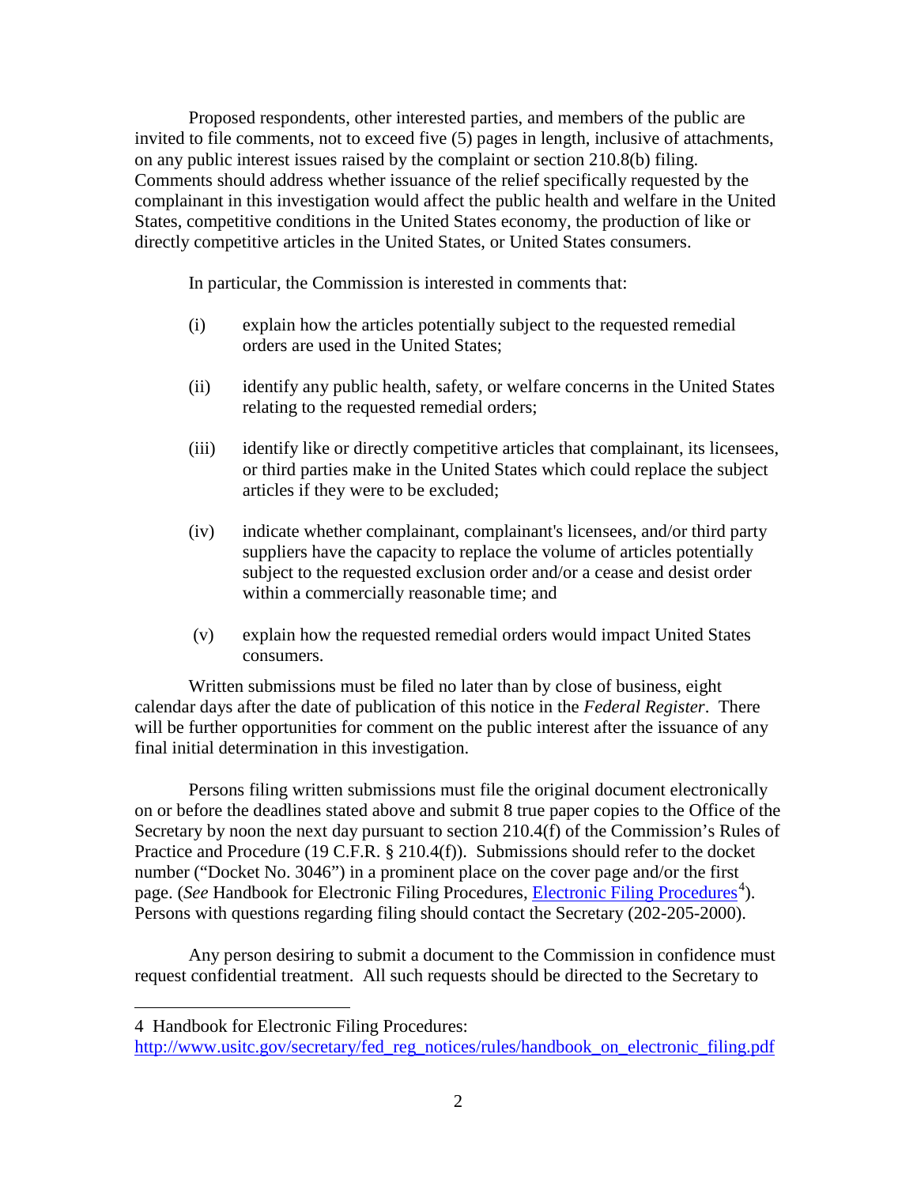Proposed respondents, other interested parties, and members of the public are invited to file comments, not to exceed five (5) pages in length, inclusive of attachments, on any public interest issues raised by the complaint or section 210.8(b) filing. Comments should address whether issuance of the relief specifically requested by the complainant in this investigation would affect the public health and welfare in the United States, competitive conditions in the United States economy, the production of like or directly competitive articles in the United States, or United States consumers.

In particular, the Commission is interested in comments that:

(i) explain how the articles potentially subject to the requested remedial orders are used in the United States;

(ii) identify any public health, safety, or welfare concerns in the United States relating to the requested remedial orders;

(iii) identify like or directly competitive articles that complainant, its licensees, or third parties make in the United States which could replace the subject articles if they were to be excluded;

(iv) indicate whether complainant, complainant's licensees, and/or third party suppliers have the capacity to replace the volume of articles potentially subject to the requested exclusion order and/or a cease and desist order within a commercially reasonable time; and

(v) explain how the requested remedial orders would impact United States consumers.

Written submissions must be filed no later than by close of business, eight calendar days after the date of publication of this notice in the *Federal Register*. There will be further opportunities for comment on the public interest after the issuance of any final initial determination in this investigation.

Persons filing written submissions must file the original document electronically on or before the deadlines stated above and submit 8 true paper copies to the Office of the Secretary by noon the next day pursuant to section 210.4(f) of the Commission's Rules of Practice and Procedure (19 C.F.R. § 210.4(f)). Submissions should refer to the docket number ("Docket No. 3046") in a prominent place on the cover page and/or the first page. (*See* Handbook for Electronic Filing Procedures, Electronic Filing Procedures[4]). Persons with questions regarding filing should contact the Secretary (202-205-2000).

Any person desiring to submit a document to the Commission in confidence must request confidential treatment. All such requests should be directed to the Secretary to

---

4 Handbook for Electronic Filing Procedures: http://www.usitc.gov/secretary/fed_reg_notices/rules/handbook_on_electronic_filing.pdf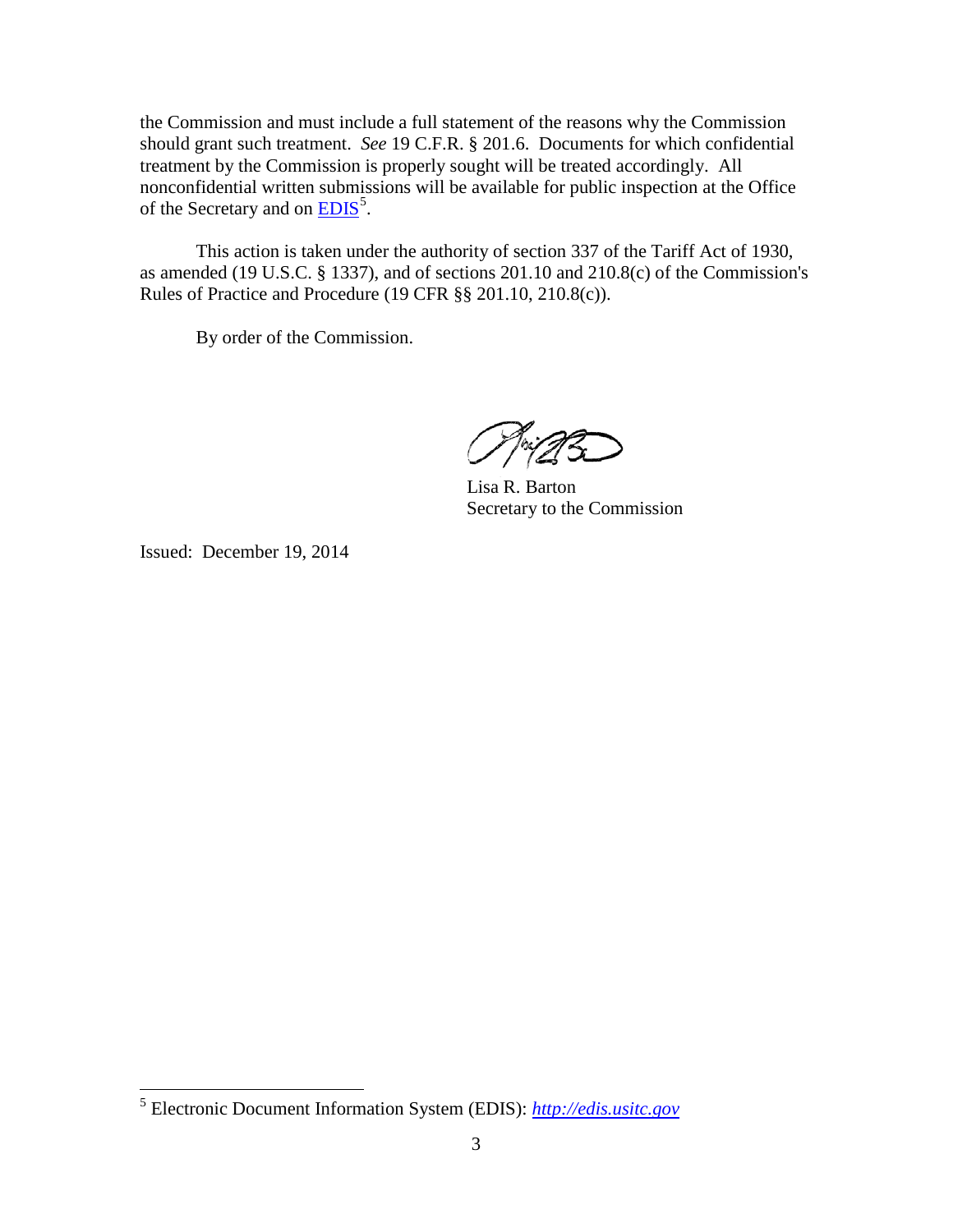the Commission and must include a full statement of the reasons why the Commission should grant such treatment. *See* 19 C.F.R. § 201.6. Documents for which confidential treatment by the Commission is properly sought will be treated accordingly. All nonconfidential written submissions will be available for public inspection at the Office of the Secretary and on EDIS[5].

This action is taken under the authority of section 337 of the Tariff Act of 1930, as amended (19 U.S.C. § 1337), and of sections 201.10 and 210.8(c) of the Commission's Rules of Practice and Procedure (19 CFR §§ 201.10, 210.8(c)).

By order of the Commission.

Lisa R. Barton
Secretary to the Commission

Issued: December 19, 2014

---

[5] Electronic Document Information System (EDIS): *http://edis.usitc.gov*